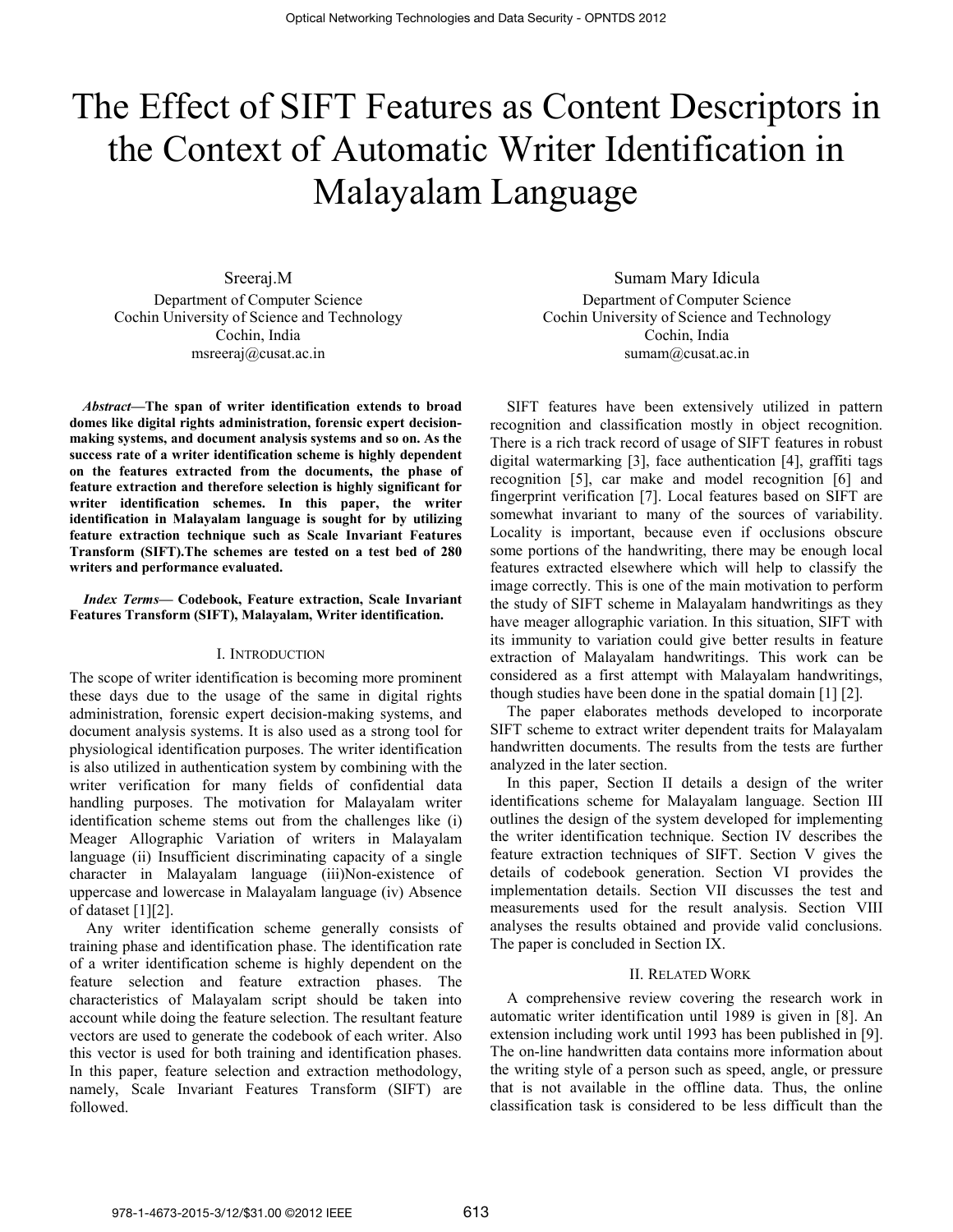# The Effect of SIFT Features as Content Descriptors in the Context of Automatic Writer Identification in Malayalam Language

Sreeraj.M
Department of Computer Science
Cochin University of Science and Technology
Cochin, India
msreeraj@cusat.ac.in

Sumam Mary Idicula
Department of Computer Science
Cochin University of Science and Technology
Cochin, India
sumam@cusat.ac.in

***Abstract*—The span of writer identification extends to broad domes like digital rights administration, forensic expert decision-making systems, and document analysis systems and so on. As the success rate of a writer identification scheme is highly dependent on the features extracted from the documents, the phase of feature extraction and therefore selection is highly significant for writer identification schemes. In this paper, the writer identification in Malayalam language is sought for by utilizing feature extraction technique such as Scale Invariant Features Transform (SIFT).The schemes are tested on a test bed of 280 writers and performance evaluated.**

***Index Terms*— Codebook, Feature extraction, Scale Invariant Features Transform (SIFT), Malayalam, Writer identification.**

## I. Introduction

The scope of writer identification is becoming more prominent these days due to the usage of the same in digital rights administration, forensic expert decision-making systems, and document analysis systems. It is also used as a strong tool for physiological identification purposes. The writer identification is also utilized in authentication system by combining with the writer verification for many fields of confidential data handling purposes. The motivation for Malayalam writer identification scheme stems out from the challenges like (i) Meager Allographic Variation of writers in Malayalam language (ii) Insufficient discriminating capacity of a single character in Malayalam language (iii)Non-existence of uppercase and lowercase in Malayalam language (iv) Absence of dataset [1][2].

Any writer identification scheme generally consists of training phase and identification phase. The identification rate of a writer identification scheme is highly dependent on the feature selection and feature extraction phases. The characteristics of Malayalam script should be taken into account while doing the feature selection. The resultant feature vectors are used to generate the codebook of each writer. Also this vector is used for both training and identification phases. In this paper, feature selection and extraction methodology, namely, Scale Invariant Features Transform (SIFT) are followed.

SIFT features have been extensively utilized in pattern recognition and classification mostly in object recognition. There is a rich track record of usage of SIFT features in robust digital watermarking [3], face authentication [4], graffiti tags recognition [5], car make and model recognition [6] and fingerprint verification [7]. Local features based on SIFT are somewhat invariant to many of the sources of variability. Locality is important, because even if occlusions obscure some portions of the handwriting, there may be enough local features extracted elsewhere which will help to classify the image correctly. This is one of the main motivation to perform the study of SIFT scheme in Malayalam handwritings as they have meager allographic variation. In this situation, SIFT with its immunity to variation could give better results in feature extraction of Malayalam handwritings. This work can be considered as a first attempt with Malayalam handwritings, though studies have been done in the spatial domain [1] [2].

The paper elaborates methods developed to incorporate SIFT scheme to extract writer dependent traits for Malayalam handwritten documents. The results from the tests are further analyzed in the later section.

In this paper, Section II details a design of the writer identifications scheme for Malayalam language. Section III outlines the design of the system developed for implementing the writer identification technique. Section IV describes the feature extraction techniques of SIFT. Section V gives the details of codebook generation. Section VI provides the implementation details. Section VII discusses the test and measurements used for the result analysis. Section VIII analyses the results obtained and provide valid conclusions. The paper is concluded in Section IX.

## II. Related Work

A comprehensive review covering the research work in automatic writer identification until 1989 is given in [8]. An extension including work until 1993 has been published in [9]. The on-line handwritten data contains more information about the writing style of a person such as speed, angle, or pressure that is not available in the offline data. Thus, the online classification task is considered to be less difficult than the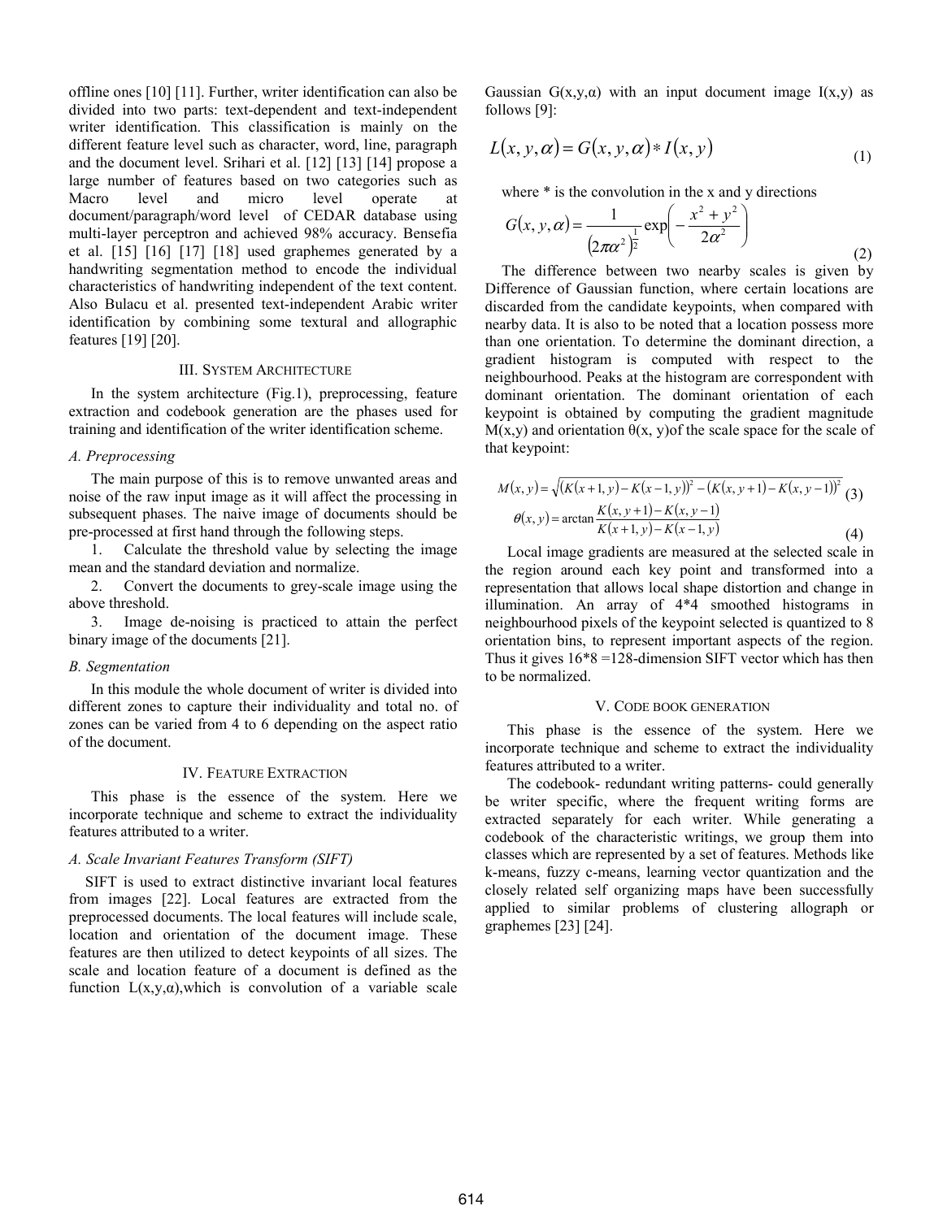offline ones [10] [11]. Further, writer identification can also be divided into two parts: text-dependent and text-independent writer identification. This classification is mainly on the different feature level such as character, word, line, paragraph and the document level. Srihari et al. [12] [13] [14] propose a large number of features based on two categories such as Macro level and micro level operate at document/paragraph/word level of CEDAR database using multi-layer perceptron and achieved 98% accuracy. Bensefia et al. [15] [16] [17] [18] used graphemes generated by a handwriting segmentation method to encode the individual characteristics of handwriting independent of the text content. Also Bulacu et al. presented text-independent Arabic writer identification by combining some textural and allographic features [19] [20].

## III. System Architecture

In the system architecture (Fig.1), preprocessing, feature extraction and codebook generation are the phases used for training and identification of the writer identification scheme.

### A. Preprocessing

The main purpose of this is to remove unwanted areas and noise of the raw input image as it will affect the processing in subsequent phases. The naive image of documents should be pre-processed at first hand through the following steps.

1. Calculate the threshold value by selecting the image mean and the standard deviation and normalize.
2. Convert the documents to grey-scale image using the above threshold.
3. Image de-noising is practiced to attain the perfect binary image of the documents [21].

### B. Segmentation

In this module the whole document of writer is divided into different zones to capture their individuality and total no. of zones can be varied from 4 to 6 depending on the aspect ratio of the document.

## IV. Feature Extraction

This phase is the essence of the system. Here we incorporate technique and scheme to extract the individuality features attributed to a writer.

### A. Scale Invariant Features Transform (SIFT)

SIFT is used to extract distinctive invariant local features from images [22]. Local features are extracted from the preprocessed documents. The local features will include scale, location and orientation of the document image. These features are then utilized to detect keypoints of all sizes. The scale and location feature of a document is defined as the function $L(x,y,\alpha)$,which is convolution of a variable scale Gaussian $G(x,y,\alpha)$ with an input document image $I(x,y)$ as follows [9]:

$$L(x,y,\alpha) = G(x,y,\alpha) * I(x,y) \tag{1}$$

where * is the convolution in the x and y directions

$$G(x,y,\alpha) = \frac{1}{\left(2\pi\alpha^2\right)^{\frac{1}{2}}} \exp\left(-\frac{x^2+y^2}{2\alpha^2}\right) \tag{2}$$

The difference between two nearby scales is given by Difference of Gaussian function, where certain locations are discarded from the candidate keypoints, when compared with nearby data. It is also to be noted that a location possess more than one orientation. To determine the dominant direction, a gradient histogram is computed with respect to the neighbourhood. Peaks at the histogram are correspondent with dominant orientation. The dominant orientation of each keypoint is obtained by computing the gradient magnitude $M(x,y)$ and orientation $\theta(x, y)$of the scale space for the scale of that keypoint:

$$M(x,y) = \sqrt{\left(K(x+1,y)-K(x-1,y)\right)^2 - \left(K(x,y+1)-K(x,y-1)\right)^2} \tag{3}$$

$$\theta(x,y) = \arctan\frac{K(x,y+1)-K(x,y-1)}{K(x+1,y)-K(x-1,y)} \tag{4}$$

Local image gradients are measured at the selected scale in the region around each key point and transformed into a representation that allows local shape distortion and change in illumination. An array of 4*4 smoothed histograms in neighbourhood pixels of the keypoint selected is quantized to 8 orientation bins, to represent important aspects of the region. Thus it gives 16*8 =128-dimension SIFT vector which has then to be normalized.

## V. Code book generation

This phase is the essence of the system. Here we incorporate technique and scheme to extract the individuality features attributed to a writer.

The codebook- redundant writing patterns- could generally be writer specific, where the frequent writing forms are extracted separately for each writer. While generating a codebook of the characteristic writings, we group them into classes which are represented by a set of features. Methods like k-means, fuzzy c-means, learning vector quantization and the closely related self organizing maps have been successfully applied to similar problems of clustering allograph or graphemes [23] [24].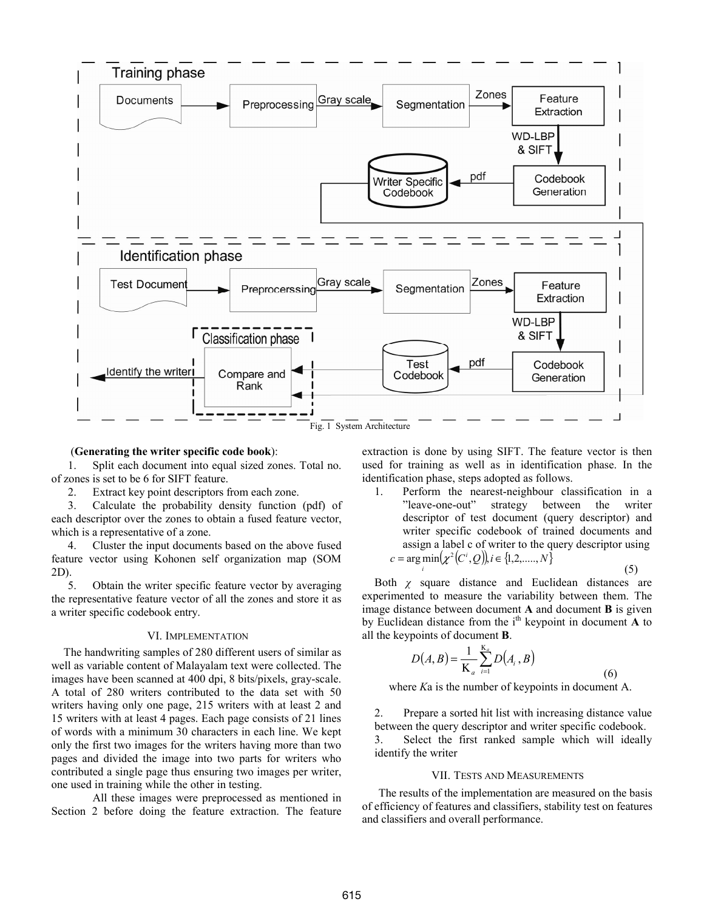Fig. 1 System Architecture

(**Generating the writer specific code book**):

1. Split each document into equal sized zones. Total no. of zones is set to be 6 for SIFT feature.
2. Extract key point descriptors from each zone.
3. Calculate the probability density function (pdf) of each descriptor over the zones to obtain a fused feature vector, which is a representative of a zone.
4. Cluster the input documents based on the above fused feature vector using Kohonen self organization map (SOM 2D).
5. Obtain the writer specific feature vector by averaging the representative feature vector of all the zones and store it as a writer specific codebook entry.

## VI. Implementation

The handwriting samples of 280 different users of similar as well as variable content of Malayalam text were collected. The images have been scanned at 400 dpi, 8 bits/pixels, gray-scale. A total of 280 writers contributed to the data set with 50 writers having only one page, 215 writers with at least 2 and 15 writers with at least 4 pages. Each page consists of 21 lines of words with a minimum 30 characters in each line. We kept only the first two images for the writers having more than two pages and divided the image into two parts for writers who contributed a single page thus ensuring two images per writer, one used in training while the other in testing.

All these images were preprocessed as mentioned in Section 2 before doing the feature extraction. The feature extraction is done by using SIFT. The feature vector is then used for training as well as in identification phase. In the identification phase, steps adopted as follows.

1. Perform the nearest-neighbour classification in a "leave-one-out" strategy between the writer descriptor of test document (query descriptor) and writer specific codebook of trained documents and assign a label c of writer to the query descriptor using

$$c = \arg\min_i \left(\chi^2\left(C^i, Q\right)\right), i \in \{1,2,.....,N\} \quad (5)$$

Both $\chi$ square distance and Euclidean distances are experimented to measure the variability between them. The image distance between document **A** and document **B** is given by Euclidean distance from the i[th] keypoint in document **A** to all the keypoints of document **B**.

$$D(A,B) = \frac{1}{K_a}\sum_{i=1}^{K_a} D(A_i, B) \quad (6)$$

where $K_a$ is the number of keypoints in document A.

2. Prepare a sorted hit list with increasing distance value between the query descriptor and writer specific codebook.
3. Select the first ranked sample which will ideally identify the writer

## VII. Tests and Measurements

The results of the implementation are measured on the basis of efficiency of features and classifiers, stability test on features and classifiers and overall performance.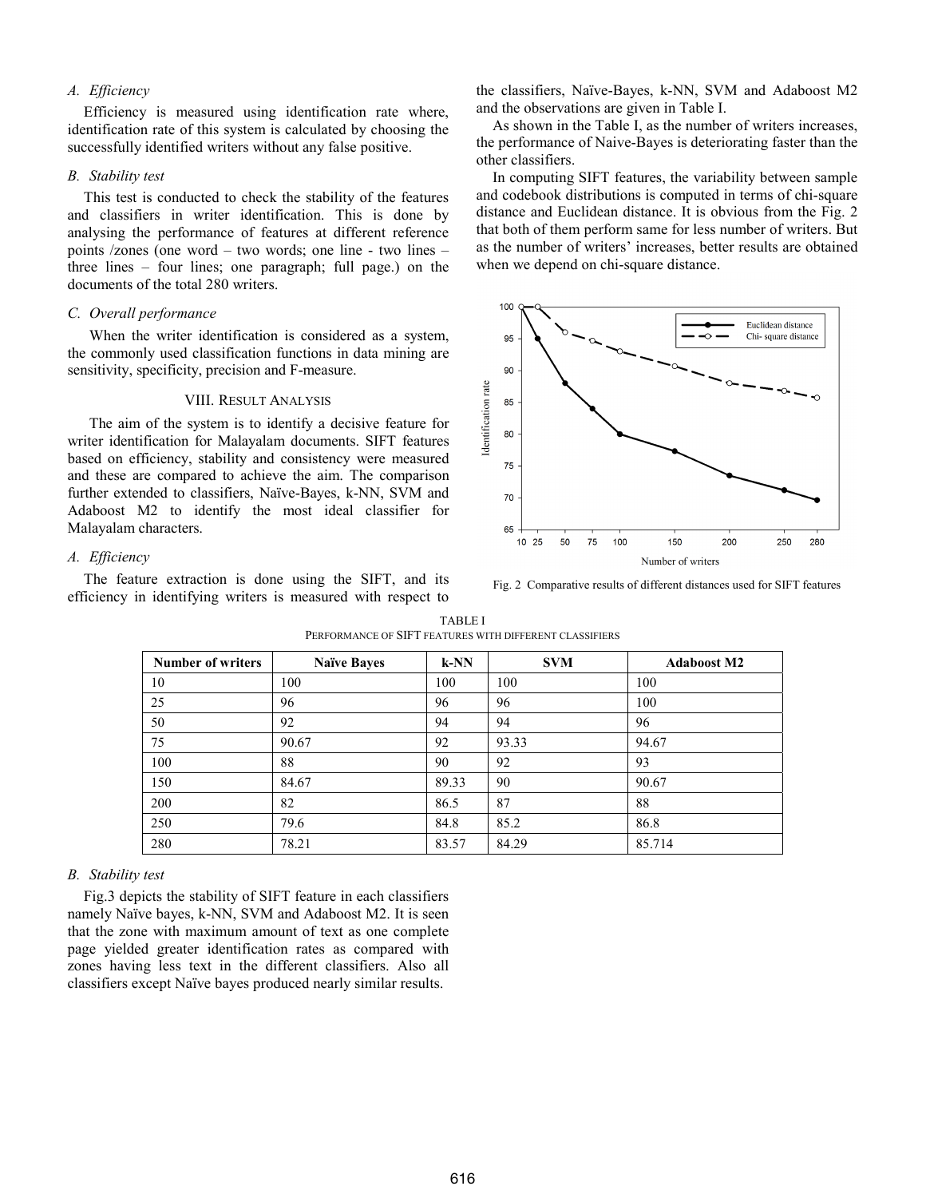### A. Efficiency

Efficiency is measured using identification rate where, identification rate of this system is calculated by choosing the successfully identified writers without any false positive.

### B. Stability test

This test is conducted to check the stability of the features and classifiers in writer identification. This is done by analysing the performance of features at different reference points /zones (one word – two words; one line - two lines – three lines – four lines; one paragraph; full page.) on the documents of the total 280 writers.

### C. Overall performance

When the writer identification is considered as a system, the commonly used classification functions in data mining are sensitivity, specificity, precision and F-measure.

## VIII. Result Analysis

The aim of the system is to identify a decisive feature for writer identification for Malayalam documents. SIFT features based on efficiency, stability and consistency were measured and these are compared to achieve the aim. The comparison further extended to classifiers, Naïve-Bayes, k-NN, SVM and Adaboost M2 to identify the most ideal classifier for Malayalam characters.

### A. Efficiency

The feature extraction is done using the SIFT, and its efficiency in identifying writers is measured with respect to the classifiers, Naïve-Bayes, k-NN, SVM and Adaboost M2 and the observations are given in Table I.

As shown in the Table I, as the number of writers increases, the performance of Naive-Bayes is deteriorating faster than the other classifiers.

In computing SIFT features, the variability between sample and codebook distributions is computed in terms of chi-square distance and Euclidean distance. It is obvious from the Fig. 2 that both of them perform same for less number of writers. But as the number of writers' increases, better results are obtained when we depend on chi-square distance.

Fig. 2 Comparative results of different distances used for SIFT features

TABLE I
PERFORMANCE OF SIFT FEATURES WITH DIFFERENT CLASSIFIERS

| Number of writers | Naïve Bayes | k-NN | SVM | Adaboost M2 |
|---|---|---|---|---|
| 10 | 100 | 100 | 100 | 100 |
| 25 | 96 | 96 | 96 | 100 |
| 50 | 92 | 94 | 94 | 96 |
| 75 | 90.67 | 92 | 93.33 | 94.67 |
| 100 | 88 | 90 | 92 | 93 |
| 150 | 84.67 | 89.33 | 90 | 90.67 |
| 200 | 82 | 86.5 | 87 | 88 |
| 250 | 79.6 | 84.8 | 85.2 | 86.8 |
| 280 | 78.21 | 83.57 | 84.29 | 85.714 |

### B. Stability test

Fig.3 depicts the stability of SIFT feature in each classifiers namely Naïve bayes, k-NN, SVM and Adaboost M2. It is seen that the zone with maximum amount of text as one complete page yielded greater identification rates as compared with zones having less text in the different classifiers. Also all classifiers except Naïve bayes produced nearly similar results.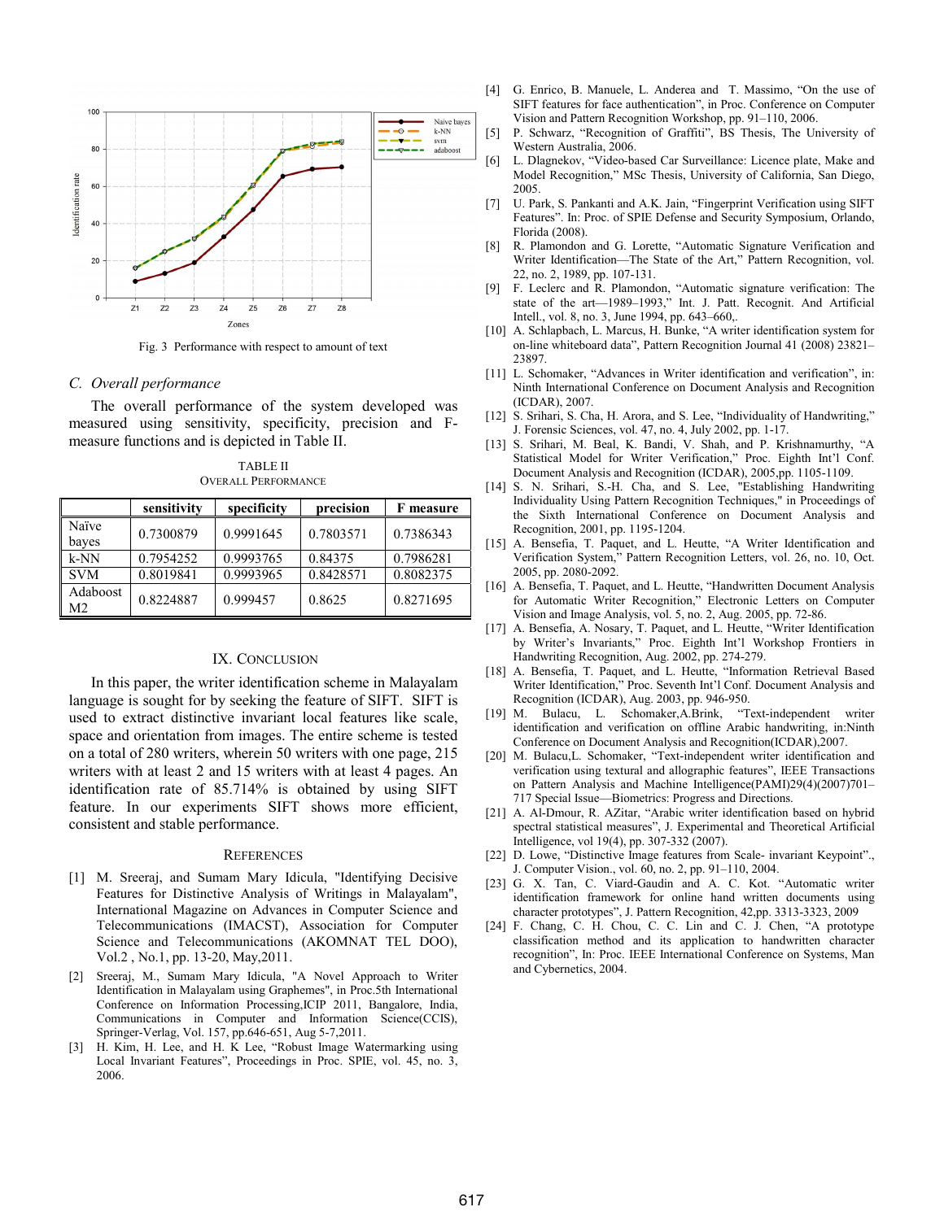100

80

60

40

20

0

Identification rate

Z1 Z2 Z3 Z4 Z5 Z6 Z7 Z8

Zones

Naive bayes
k-NN
svm
adaboost

Fig. 3 Performance with respect to amount of text

### C. Overall performance

The overall performance of the system developed was measured using sensitivity, specificity, precision and F-measure functions and is depicted in Table II.

TABLE II
OVERALL PERFORMANCE

| | sensitivity | specificity | precision | F measure |
|---|---|---|---|---|
| Naïve bayes | 0.7300879 | 0.9991645 | 0.7803571 | 0.7386343 |
| k-NN | 0.7954252 | 0.9993765 | 0.84375 | 0.7986281 |
| SVM | 0.8019841 | 0.9993965 | 0.8428571 | 0.8082375 |
| Adaboost M2 | 0.8224887 | 0.999457 | 0.8625 | 0.8271695 |

## IX. CONCLUSION

In this paper, the writer identification scheme in Malayalam language is sought for by seeking the feature of SIFT. SIFT is used to extract distinctive invariant local features like scale, space and orientation from images. The entire scheme is tested on a total of 280 writers, wherein 50 writers with one page, 215 writers with at least 2 and 15 writers with at least 4 pages. An identification rate of 85.714% is obtained by using SIFT feature. In our experiments SIFT shows more efficient, consistent and stable performance.

## REFERENCES

[1] M. Sreeraj, and Sumam Mary Idicula, "Identifying Decisive Features for Distinctive Analysis of Writings in Malayalam", International Magazine on Advances in Computer Science and Telecommunications (IMACST), Association for Computer Science and Telecommunications (AKOMNAT TEL DOO), Vol.2 , No.1, pp. 13-20, May,2011.

[2] Sreeraj, M., Sumam Mary Idicula, "A Novel Approach to Writer Identification in Malayalam using Graphemes", in Proc.5th International Conference on Information Processing,ICIP 2011, Bangalore, India, Communications in Computer and Information Science(CCIS), Springer-Verlag, Vol. 157, pp.646-651, Aug 5-7,2011.

[3] H. Kim, H. Lee, and H. K Lee, "Robust Image Watermarking using Local Invariant Features", Proceedings in Proc. SPIE, vol. 45, no. 3, 2006.

[4] G. Enrico, B. Manuele, L. Anderea and T. Massimo, "On the use of SIFT features for face authentication", in Proc. Conference on Computer Vision and Pattern Recognition Workshop, pp. 91–110, 2006.

[5] P. Schwarz, "Recognition of Graffiti", BS Thesis, The University of Western Australia, 2006.

[6] L. Dlagnekov, "Video-based Car Surveillance: Licence plate, Make and Model Recognition," MSc Thesis, University of California, San Diego, 2005.

[7] U. Park, S. Pankanti and A.K. Jain, "Fingerprint Verification using SIFT Features". In: Proc. of SPIE Defense and Security Symposium, Orlando, Florida (2008).

[8] R. Plamondon and G. Lorette, "Automatic Signature Verification and Writer Identification—The State of the Art," Pattern Recognition, vol. 22, no. 2, 1989, pp. 107-131.

[9] F. Leclerc and R. Plamondon, "Automatic signature verification: The state of the art—1989–1993," Int. J. Patt. Recognit. And Artificial Intell., vol. 8, no. 3, June 1994, pp. 643–660,.

[10] A. Schlapbach, L. Marcus, H. Bunke, "A writer identification system for on-line whiteboard data", Pattern Recognition Journal 41 (2008) 23821–23897.

[11] L. Schomaker, "Advances in Writer identification and verification", in: Ninth International Conference on Document Analysis and Recognition (ICDAR), 2007.

[12] S. Srihari, S. Cha, H. Arora, and S. Lee, "Individuality of Handwriting," J. Forensic Sciences, vol. 47, no. 4, July 2002, pp. 1-17.

[13] S. Srihari, M. Beal, K. Bandi, V. Shah, and P. Krishnamurthy, "A Statistical Model for Writer Verification," Proc. Eighth Int'l Conf. Document Analysis and Recognition (ICDAR), 2005,pp. 1105-1109.

[14] S. N. Srihari, S.-H. Cha, and S. Lee, "Establishing Handwriting Individuality Using Pattern Recognition Techniques," in Proceedings of the Sixth International Conference on Document Analysis and Recognition, 2001, pp. 1195-1204.

[15] A. Bensefia, T. Paquet, and L. Heutte, "A Writer Identification and Verification System," Pattern Recognition Letters, vol. 26, no. 10, Oct. 2005, pp. 2080-2092.

[16] A. Bensefia, T. Paquet, and L. Heutte, "Handwritten Document Analysis for Automatic Writer Recognition," Electronic Letters on Computer Vision and Image Analysis, vol. 5, no. 2, Aug. 2005, pp. 72-86.

[17] A. Bensefia, A. Nosary, T. Paquet, and L. Heutte, "Writer Identification by Writer's Invariants," Proc. Eighth Int'l Workshop Frontiers in Handwriting Recognition, Aug. 2002, pp. 274-279.

[18] A. Bensefia, T. Paquet, and L. Heutte, "Information Retrieval Based Writer Identification," Proc. Seventh Int'l Conf. Document Analysis and Recognition (ICDAR), Aug. 2003, pp. 946-950.

[19] M. Bulacu, L. Schomaker,A.Brink, "Text-independent writer identification and verification on offline Arabic handwriting, in:Ninth Conference on Document Analysis and Recognition(ICDAR),2007.

[20] M. Bulacu,L. Schomaker, "Text-independent writer identification and verification using textural and allographic features", IEEE Transactions on Pattern Analysis and Machine Intelligence(PAMI)29(4)(2007)701–717 Special Issue—Biometrics: Progress and Directions.

[21] A. Al-Dmour, R. AZitar, "Arabic writer identification based on hybrid spectral statistical measures", J. Experimental and Theoretical Artificial Intelligence, vol 19(4), pp. 307-332 (2007).

[22] D. Lowe, "Distinctive Image features from Scale- invariant Keypoint"., J. Computer Vision., vol. 60, no. 2, pp. 91–110, 2004.

[23] G. X. Tan, C. Viard-Gaudin and A. C. Kot. "Automatic writer identification framework for online hand written documents using character prototypes", J. Pattern Recognition, 42,pp. 3313-3323, 2009

[24] F. Chang, C. H. Chou, C. C. Lin and C. J. Chen, "A prototype classification method and its application to handwritten character recognition", In: Proc. IEEE International Conference on Systems, Man and Cybernetics, 2004.